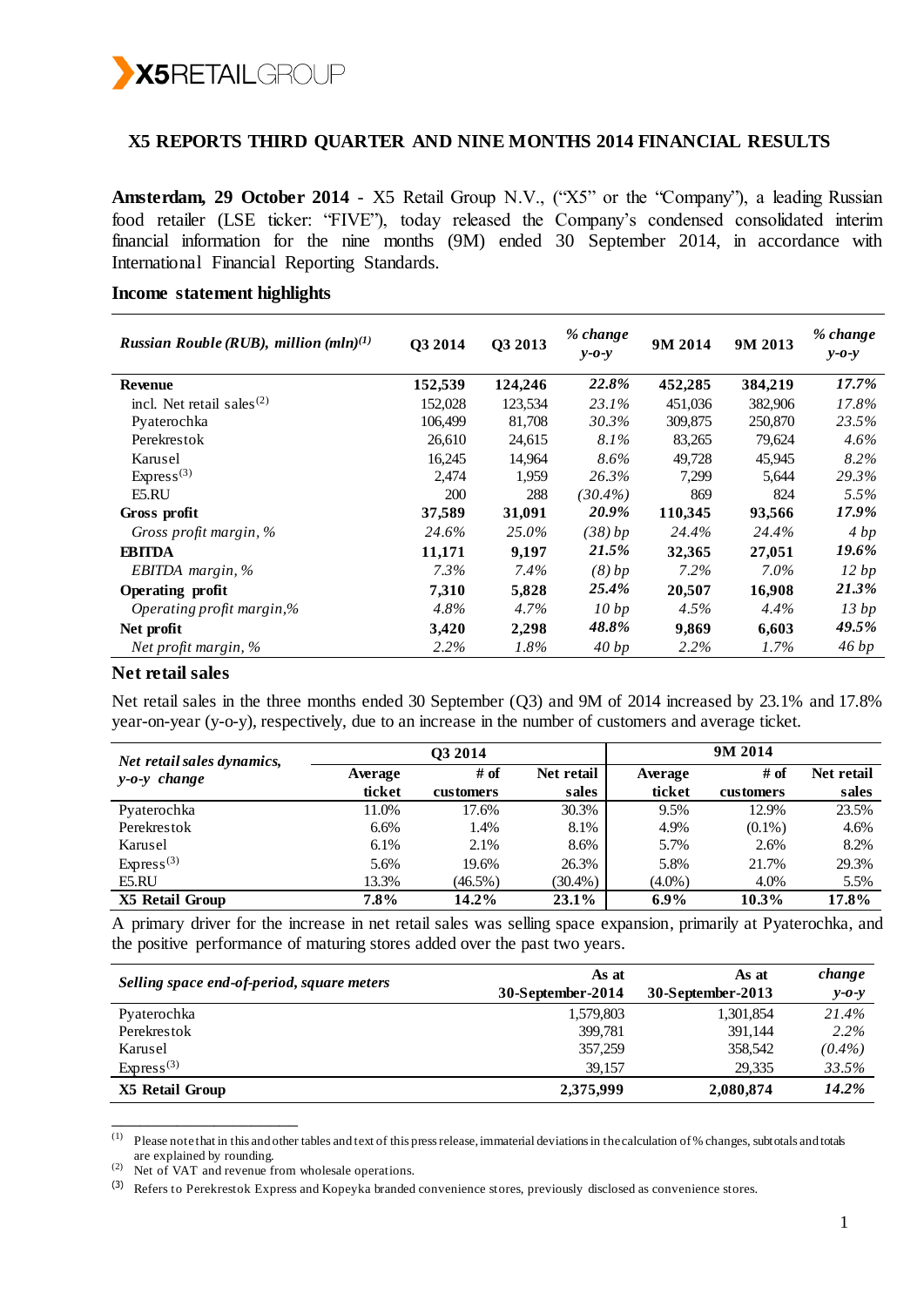# X5 REPORTS THIRD QUARTER AND NINE MONTHS 2014 FINANCIAL RESULTS

**Amsterdam, 29 October 2014** - X5 Retail Group N.V., ("X5" or the "Company"), a leading Russian food retailer (LSE ticker: "FIVE"), today released the Company's condensed consolidated interim financial information for the nine months (9M) ended 30 September 2014, in accordance with International Financial Reporting Standards.

## Income statement highlights

| *Russian Rouble (RUB), million (mln)*[1] | Q3 2014 | Q3 2013 | *% change y-o-y* | 9M 2014 | 9M 2013 | *% change y-o-y* |
|---|---|---|---|---|---|---|
| **Revenue** | **152,539** | **124,246** | ***22.8%*** | **452,285** | **384,219** | ***17.7%*** |
| incl. Net retail sales[2] | 152,028 | 123,534 | *23.1%* | 451,036 | 382,906 | *17.8%* |
| Pyaterochka | 106,499 | 81,708 | *30.3%* | 309,875 | 250,870 | *23.5%* |
| Perekrestok | 26,610 | 24,615 | *8.1%* | 83,265 | 79,624 | *4.6%* |
| Karusel | 16,245 | 14,964 | *8.6%* | 49,728 | 45,945 | *8.2%* |
| Express[3] | 2,474 | 1,959 | *26.3%* | 7,299 | 5,644 | *29.3%* |
| E5.RU | 200 | 288 | *(30.4%)* | 869 | 824 | *5.5%* |
| **Gross profit** | **37,589** | **31,091** | ***20.9%*** | **110,345** | **93,566** | ***17.9%*** |
| *Gross profit margin, %* | *24.6%* | *25.0%* | *(38) bp* | *24.4%* | *24.4%* | *4 bp* |
| **EBITDA** | **11,171** | **9,197** | ***21.5%*** | **32,365** | **27,051** | ***19.6%*** |
| *EBITDA margin, %* | *7.3%* | *7.4%* | *(8) bp* | *7.2%* | *7.0%* | *12 bp* |
| **Operating profit** | **7,310** | **5,828** | ***25.4%*** | **20,507** | **16,908** | ***21.3%*** |
| *Operating profit margin,%* | *4.8%* | *4.7%* | *10 bp* | *4.5%* | *4.4%* | *13 bp* |
| **Net profit** | **3,420** | **2,298** | ***48.8%*** | **9,869** | **6,603** | ***49.5%*** |
| *Net profit margin, %* | *2.2%* | *1.8%* | *40 bp* | *2.2%* | *1.7%* | *46 bp* |

## Net retail sales

Net retail sales in the three months ended 30 September (Q3) and 9M of 2014 increased by 23.1% and 17.8% year-on-year (y-o-y), respectively, due to an increase in the number of customers and average ticket.

| *Net retail sales dynamics, y-o-y change* | Q3 2014 | | | 9M 2014 | | |
|---|---|---|---|---|---|---|
| | Average ticket | # of customers | Net retail sales | Average ticket | # of customers | Net retail sales |
| Pyaterochka | 11.0% | 17.6% | 30.3% | 9.5% | 12.9% | 23.5% |
| Perekrestok | 6.6% | 1.4% | 8.1% | 4.9% | (0.1%) | 4.6% |
| Karusel | 6.1% | 2.1% | 8.6% | 5.7% | 2.6% | 8.2% |
| Express[3] | 5.6% | 19.6% | 26.3% | 5.8% | 21.7% | 29.3% |
| E5.RU | 13.3% | (46.5%) | (30.4%) | (4.0%) | 4.0% | 5.5% |
| **X5 Retail Group** | **7.8%** | **14.2%** | **23.1%** | **6.9%** | **10.3%** | **17.8%** |

A primary driver for the increase in net retail sales was selling space expansion, primarily at Pyaterochka, and the positive performance of maturing stores added over the past two years.

| *Selling space end-of-period, square meters* | As at 30-September-2014 | As at 30-September-2013 | *change y-o-y* |
|---|---|---|---|
| Pyaterochka | 1,579,803 | 1,301,854 | *21.4%* |
| Perekrestok | 399,781 | 391,144 | *2.2%* |
| Karusel | 357,259 | 358,542 | *(0.4%)* |
| Express[3] | 39,157 | 29,335 | *33.5%* |
| **X5 Retail Group** | **2,375,999** | **2,080,874** | ***14.2%*** |

---

[1] Please note that in this and other tables and text of this press release, immaterial deviations in the calculation of % changes, subtotals and totals are explained by rounding.

[2] Net of VAT and revenue from wholesale operations.

[3] Refers to Perekrestok Express and Kopeyka branded convenience stores, previously disclosed as convenience stores.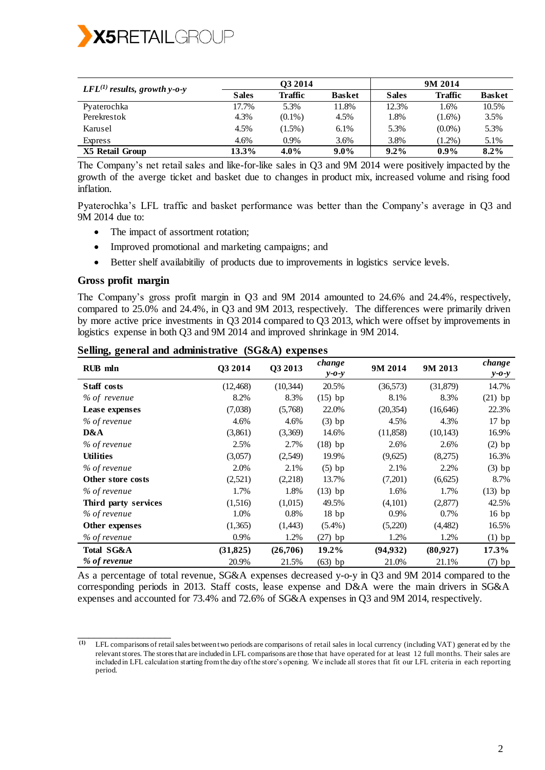| LFL[1] results, growth y-o-y | Q3 2014 | | | 9M 2014 | | |
|---|---|---|---|---|---|---|
| | Sales | Traffic | Basket | Sales | Traffic | Basket |
| Pyaterochka | 17.7% | 5.3% | 11.8% | 12.3% | 1.6% | 10.5% |
| Perekrestok | 4.3% | (0.1%) | 4.5% | 1.8% | (1.6%) | 3.5% |
| Karusel | 4.5% | (1.5%) | 6.1% | 5.3% | (0.0%) | 5.3% |
| Express | 4.6% | 0.9% | 3.6% | 3.8% | (1.2%) | 5.1% |
| **X5 Retail Group** | **13.3%** | **4.0%** | **9.0%** | **9.2%** | **0.9%** | **8.2%** |

The Company's net retail sales and like-for-like sales in Q3 and 9M 2014 were positively impacted by the growth of the averge ticket and basket due to changes in product mix, increased volume and rising food inflation.

Pyaterochka's LFL traffic and basket performance was better than the Company's average in Q3 and 9M 2014 due to:

- The impact of assortment rotation;
- Improved promotional and marketing campaigns; and
- Better shelf availabitiliy of products due to improvements in logistics service levels.

### Gross profit margin

The Company's gross profit margin in Q3 and 9M 2014 amounted to 24.6% and 24.4%, respectively, compared to 25.0% and 24.4%, in Q3 and 9M 2013, respectively. The differences were primarily driven by more active price investments in Q3 2014 compared to Q3 2013, which were offset by improvements in logistics expense in both Q3 and 9M 2014 and improved shrinkage in 9M 2014.

### Selling, general and administrative (SG&A) expenses

| RUB mln | Q3 2014 | Q3 2013 | *change y-o-y* | 9M 2014 | 9M 2013 | *change y-o-y* |
|---|---|---|---|---|---|---|
| **Staff costs** | (12,468) | (10,344) | 20.5% | (36,573) | (31,879) | 14.7% |
| *% of revenue* | 8.2% | 8.3% | (15) bp | 8.1% | 8.3% | (21) bp |
| **Lease expenses** | (7,038) | (5,768) | 22.0% | (20,354) | (16,646) | 22.3% |
| *% of revenue* | 4.6% | 4.6% | (3) bp | 4.5% | 4.3% | 17 bp |
| **D&A** | (3,861) | (3,369) | 14.6% | (11,858) | (10,143) | 16.9% |
| *% of revenue* | 2.5% | 2.7% | (18) bp | 2.6% | 2.6% | (2) bp |
| **Utilities** | (3,057) | (2,549) | 19.9% | (9,625) | (8,275) | 16.3% |
| *% of revenue* | 2.0% | 2.1% | (5) bp | 2.1% | 2.2% | (3) bp |
| **Other store costs** | (2,521) | (2,218) | 13.7% | (7,201) | (6,625) | 8.7% |
| *% of revenue* | 1.7% | 1.8% | (13) bp | 1.6% | 1.7% | (13) bp |
| **Third party services** | (1,516) | (1,015) | 49.5% | (4,101) | (2,877) | 42.5% |
| *% of revenue* | 1.0% | 0.8% | 18 bp | 0.9% | 0.7% | 16 bp |
| **Other expenses** | (1,365) | (1,443) | (5.4%) | (5,220) | (4,482) | 16.5% |
| *% of revenue* | 0.9% | 1.2% | (27) bp | 1.2% | 1.2% | (1) bp |
| **Total SG&A** | **(31,825)** | **(26,706)** | **19.2%** | **(94,932)** | **(80,927)** | **17.3%** |
| ***% of revenue*** | 20.9% | 21.5% | (63) bp | 21.0% | 21.1% | (7) bp |

As a percentage of total revenue, SG&A expenses decreased y-o-y in Q3 and 9M 2014 compared to the corresponding periods in 2013. Staff costs, lease expense and D&A were the main drivers in SG&A expenses and accounted for 73.4% and 72.6% of SG&A expenses in Q3 and 9M 2014, respectively.

---

[1] LFL comparisons of retail sales between two periods are comparisons of retail sales in local currency (including VAT) generated by the relevant stores. The stores that are included in LFL comparisons are those that have operated for at least 12 full months. Their sales are included in LFL calculation starting from the day of the store's opening. We include all stores that fit our LFL criteria in each reporting period.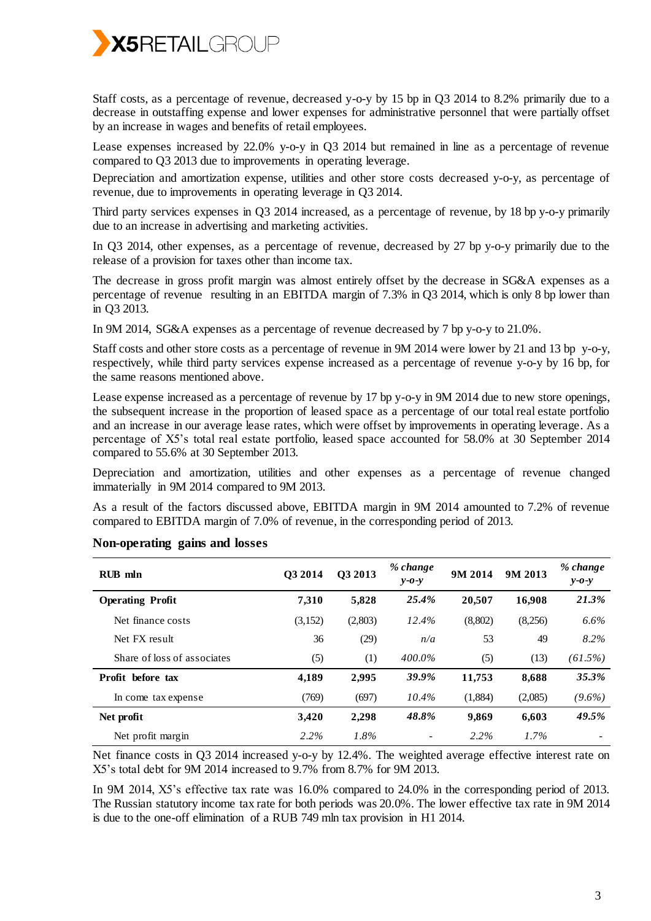Staff costs, as a percentage of revenue, decreased y-o-y by 15 bp in Q3 2014 to 8.2% primarily due to a decrease in outstaffing expense and lower expenses for administrative personnel that were partially offset by an increase in wages and benefits of retail employees.

Lease expenses increased by 22.0% y-o-y in Q3 2014 but remained in line as a percentage of revenue compared to Q3 2013 due to improvements in operating leverage.

Depreciation and amortization expense, utilities and other store costs decreased y-o-y, as percentage of revenue, due to improvements in operating leverage in Q3 2014.

Third party services expenses in Q3 2014 increased, as a percentage of revenue, by 18 bp y-o-y primarily due to an increase in advertising and marketing activities.

In Q3 2014, other expenses, as a percentage of revenue, decreased by 27 bp y-o-y primarily due to the release of a provision for taxes other than income tax.

The decrease in gross profit margin was almost entirely offset by the decrease in SG&A expenses as a percentage of revenue resulting in an EBITDA margin of 7.3% in Q3 2014, which is only 8 bp lower than in Q3 2013.

In 9M 2014, SG&A expenses as a percentage of revenue decreased by 7 bp y-o-y to 21.0%.

Staff costs and other store costs as a percentage of revenue in 9M 2014 were lower by 21 and 13 bp y-o-y, respectively, while third party services expense increased as a percentage of revenue y-o-y by 16 bp, for the same reasons mentioned above.

Lease expense increased as a percentage of revenue by 17 bp y-o-y in 9M 2014 due to new store openings, the subsequent increase in the proportion of leased space as a percentage of our total real estate portfolio and an increase in our average lease rates, which were offset by improvements in operating leverage. As a percentage of X5's total real estate portfolio, leased space accounted for 58.0% at 30 September 2014 compared to 55.6% at 30 September 2013.

Depreciation and amortization, utilities and other expenses as a percentage of revenue changed immaterially in 9M 2014 compared to 9M 2013.

As a result of the factors discussed above, EBITDA margin in 9M 2014 amounted to 7.2% of revenue compared to EBITDA margin of 7.0% of revenue, in the corresponding period of 2013.

## Non-operating gains and losses

| RUB mln | Q3 2014 | Q3 2013 | *% change y-o-y* | 9M 2014 | 9M 2013 | *% change y-o-y* |
|---|---|---|---|---|---|---|
| **Operating Profit** | **7,310** | **5,828** | ***25.4%*** | **20,507** | **16,908** | ***21.3%*** |
| Net finance costs | (3,152) | (2,803) | *12.4%* | (8,802) | (8,256) | *6.6%* |
| Net FX result | 36 | (29) | *n/a* | 53 | 49 | *8.2%* |
| Share of loss of associates | (5) | (1) | *400.0%* | (5) | (13) | *(61.5%)* |
| **Profit before tax** | **4,189** | **2,995** | ***39.9%*** | **11,753** | **8,688** | ***35.3%*** |
| Income tax expense | (769) | (697) | *10.4%* | (1,884) | (2,085) | *(9.6%)* |
| **Net profit** | **3,420** | **2,298** | ***48.8%*** | **9,869** | **6,603** | ***49.5%*** |
| Net profit margin | *2.2%* | *1.8%* | - | *2.2%* | *1.7%* | - |

Net finance costs in Q3 2014 increased y-o-y by 12.4%. The weighted average effective interest rate on X5's total debt for 9M 2014 increased to 9.7% from 8.7% for 9M 2013.

In 9M 2014, X5's effective tax rate was 16.0% compared to 24.0% in the corresponding period of 2013. The Russian statutory income tax rate for both periods was 20.0%. The lower effective tax rate in 9M 2014 is due to the one-off elimination of a RUB 749 mln tax provision in H1 2014.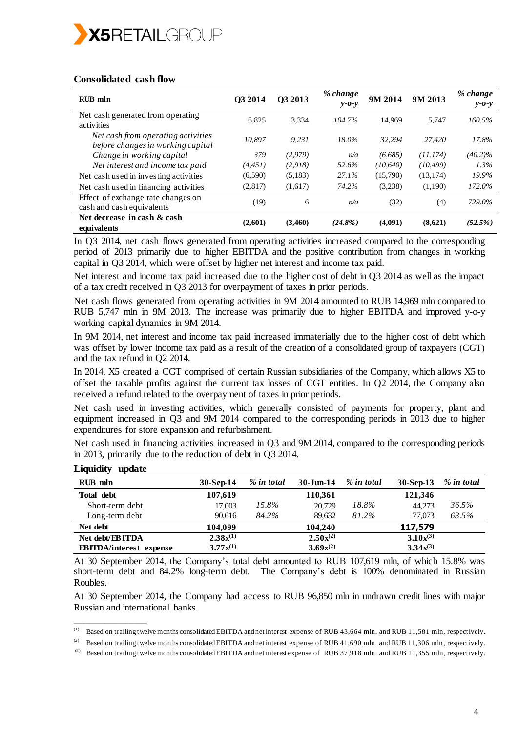## Consolidated cash flow

| RUB mln | Q3 2014 | Q3 2013 | *% change y-o-y* | 9M 2014 | 9M 2013 | *% change y-o-y* |
|---|---|---|---|---|---|---|
| Net cash generated from operating activities | 6,825 | 3,334 | *104.7%* | 14,969 | 5,747 | *160.5%* |
| *Net cash from operating activities before changes in working capital* | *10,897* | *9,231* | *18.0%* | *32,294* | *27,420* | *17.8%* |
| *Change in working capital* | *379* | *(2,979)* | *n/a* | *(6,685)* | *(11,174)* | *(40.2)%* |
| *Net interest and income tax paid* | *(4,451)* | *(2,918)* | *52.6%* | *(10,640)* | *(10,499)* | *1.3%* |
| Net cash used in investing activities | (6,590) | (5,183) | *27.1%* | (15,790) | (13,174) | *19.9%* |
| Net cash used in financing activities | (2,817) | (1,617) | *74.2%* | (3,238) | (1,190) | *172.0%* |
| Effect of exchange rate changes on cash and cash equivalents | (19) | 6 | *n/a* | (32) | (4) | *729.0%* |
| **Net decrease in cash & cash equivalents** | **(2,601)** | **(3,460)** | ***(24.8%)*** | **(4,091)** | **(8,621)** | ***(52.5%)*** |

In Q3 2014, net cash flows generated from operating activities increased compared to the corresponding period of 2013 primarily due to higher EBITDA and the positive contribution from changes in working capital in Q3 2014, which were offset by higher net interest and income tax paid.

Net interest and income tax paid increased due to the higher cost of debt in Q3 2014 as well as the impact of a tax credit received in Q3 2013 for overpayment of taxes in prior periods.

Net cash flows generated from operating activities in 9M 2014 amounted to RUB 14,969 mln compared to RUB 5,747 mln in 9M 2013. The increase was primarily due to higher EBITDA and improved y-o-y working capital dynamics in 9M 2014.

In 9M 2014, net interest and income tax paid increased immaterially due to the higher cost of debt which was offset by lower income tax paid as a result of the creation of a consolidated group of taxpayers (CGT) and the tax refund in Q2 2014.

In 2014, X5 created a CGT comprised of certain Russian subsidiaries of the Company, which allows X5 to offset the taxable profits against the current tax losses of CGT entities. In Q2 2014, the Company also received a refund related to the overpayment of taxes in prior periods.

Net cash used in investing activities, which generally consisted of payments for property, plant and equipment increased in Q3 and 9M 2014 compared to the corresponding periods in 2013 due to higher expenditures for store expansion and refurbishment.

Net cash used in financing activities increased in Q3 and 9M 2014, compared to the corresponding periods in 2013, primarily due to the reduction of debt in Q3 2014.

## Liquidity update

| RUB mln | 30-Sep-14 | *% in total* | 30-Jun-14 | *% in total* | 30-Sep-13 | *% in total* |
|---|---|---|---|---|---|---|
| **Total debt** | **107,619** | | **110,361** | | **121,346** | |
| Short-term debt | 17,003 | *15.8%* | 20,729 | *18.8%* | 44,273 | *36.5%* |
| Long-term debt | 90,616 | *84.2%* | 89,632 | *81.2%* | 77,073 | *63.5%* |
| **Net debt** | **104,099** | | **104,240** | | **117,579** | |
| **Net debt/EBITDA** | **2.38x**[(1)] | | **2.50x**[(2)] | | **3.10x**[(3)] | |
| **EBITDA/interest expense** | **3.77x**[(1)] | | **3.69x**[(2)] | | **3.34x**[(3)] | |

At 30 September 2014, the Company's total debt amounted to RUB 107,619 mln, of which 15.8% was short-term debt and 84.2% long-term debt. The Company's debt is 100% denominated in Russian Roubles.

At 30 September 2014, the Company had access to RUB 96,850 mln in undrawn credit lines with major Russian and international banks.

---

(1) Based on trailing twelve months consolidated EBITDA and net interest expense of RUB 43,664 mln. and RUB 11,581 mln, respectively.

(2) Based on trailing twelve months consolidated EBITDA and net interest expense of RUB 41,690 mln. and RUB 11,306 mln, respectively.

(3) Based on trailing twelve months consolidated EBITDA and net interest expense of RUB 37,918 mln. and RUB 11,355 mln, respectively.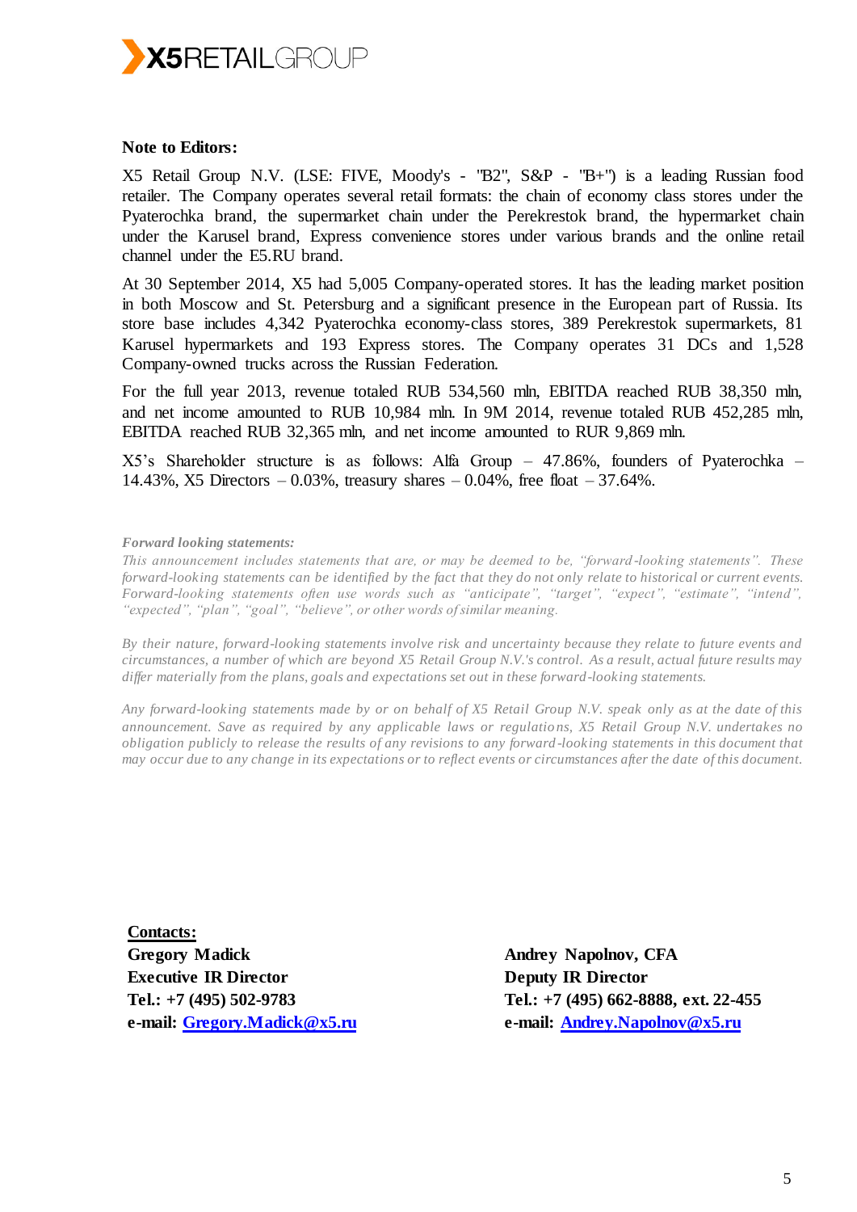**Note to Editors:**

X5 Retail Group N.V. (LSE: FIVE, Moody's - "B2", S&P - "B+") is a leading Russian food retailer. The Company operates several retail formats: the chain of economy class stores under the Pyaterochka brand, the supermarket chain under the Perekrestok brand, the hypermarket chain under the Karusel brand, Express convenience stores under various brands and the online retail channel under the E5.RU brand.

At 30 September 2014, X5 had 5,005 Company-operated stores. It has the leading market position in both Moscow and St. Petersburg and a significant presence in the European part of Russia. Its store base includes 4,342 Pyaterochka economy-class stores, 389 Perekrestok supermarkets, 81 Karusel hypermarkets and 193 Express stores. The Company operates 31 DCs and 1,528 Company-owned trucks across the Russian Federation.

For the full year 2013, revenue totaled RUB 534,560 mln, EBITDA reached RUB 38,350 mln, and net income amounted to RUB 10,984 mln. In 9M 2014, revenue totaled RUB 452,285 mln, EBITDA reached RUB 32,365 mln, and net income amounted to RUR 9,869 mln.

X5's Shareholder structure is as follows: Alfa Group – 47.86%, founders of Pyaterochka – 14.43%, X5 Directors – 0.03%, treasury shares – 0.04%, free float – 37.64%.

***Forward looking statements:***

*This announcement includes statements that are, or may be deemed to be, "forward-looking statements". These forward-looking statements can be identified by the fact that they do not only relate to historical or current events. Forward-looking statements often use words such as "anticipate", "target", "expect", "estimate", "intend", "expected", "plan", "goal", "believe", or other words of similar meaning.*

*By their nature, forward-looking statements involve risk and uncertainty because they relate to future events and circumstances, a number of which are beyond X5 Retail Group N.V.'s control. As a result, actual future results may differ materially from the plans, goals and expectations set out in these forward-looking statements.*

*Any forward-looking statements made by or on behalf of X5 Retail Group N.V. speak only as at the date of this announcement. Save as required by any applicable laws or regulations, X5 Retail Group N.V. undertakes no obligation publicly to release the results of any revisions to any forward-looking statements in this document that may occur due to any change in its expectations or to reflect events or circumstances after the date of this document.*

**Contacts:**

**Gregory Madick**
**Executive IR Director**
**Tel.: +7 (495) 502-9783**
**e-mail: Gregory.Madick@x5.ru**

**Andrey Napolnov, CFA**
**Deputy IR Director**
**Tel.: +7 (495) 662-8888, ext. 22-455**
**e-mail: Andrey.Napolnov@x5.ru**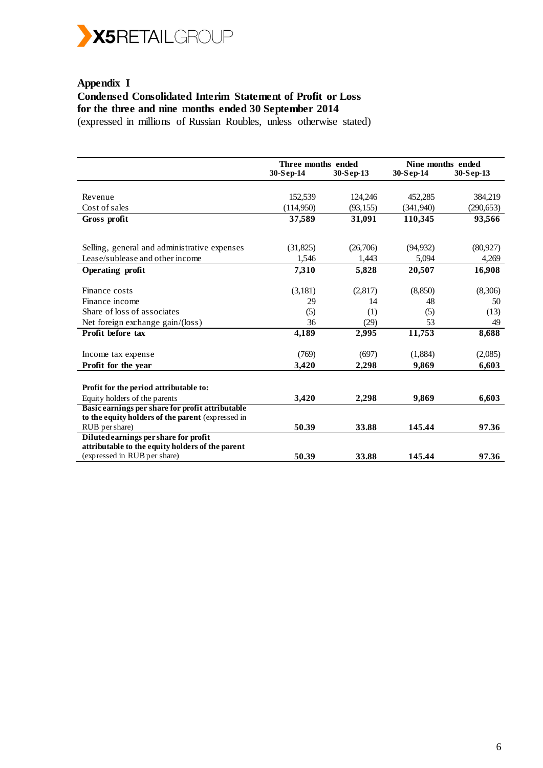**X5 RETAIL GROUP**

## Appendix I
### Condensed Consolidated Interim Statement of Profit or Loss for the three and nine months ended 30 September 2014
(expressed in millions of Russian Roubles, unless otherwise stated)

| | Three months ended | | Nine months ended | |
|---|---|---|---|---|
| | **30-Sep-14** | **30-Sep-13** | **30-Sep-14** | **30-Sep-13** |
| Revenue | 152,539 | 124,246 | 452,285 | 384,219 |
| Cost of sales | (114,950) | (93,155) | (341,940) | (290,653) |
| **Gross profit** | **37,589** | **31,091** | **110,345** | **93,566** |
| Selling, general and administrative expenses | (31,825) | (26,706) | (94,932) | (80,927) |
| Lease/sublease and other income | 1,546 | 1,443 | 5,094 | 4,269 |
| **Operating profit** | **7,310** | **5,828** | **20,507** | **16,908** |
| Finance costs | (3,181) | (2,817) | (8,850) | (8,306) |
| Finance income | 29 | 14 | 48 | 50 |
| Share of loss of associates | (5) | (1) | (5) | (13) |
| Net foreign exchange gain/(loss) | 36 | (29) | 53 | 49 |
| **Profit before tax** | **4,189** | **2,995** | **11,753** | **8,688** |
| Income tax expense | (769) | (697) | (1,884) | (2,085) |
| **Profit for the year** | **3,420** | **2,298** | **9,869** | **6,603** |
| **Profit for the period attributable to:** | | | | |
| Equity holders of the parents | **3,420** | **2,298** | **9,869** | **6,603** |
| **Basic earnings per share for profit attributable to the equity holders of the parent** (expressed in RUB per share) | **50.39** | **33.88** | **145.44** | **97.36** |
| **Diluted earnings per share for profit attributable to the equity holders of the parent** (expressed in RUB per share) | **50.39** | **33.88** | **145.44** | **97.36** |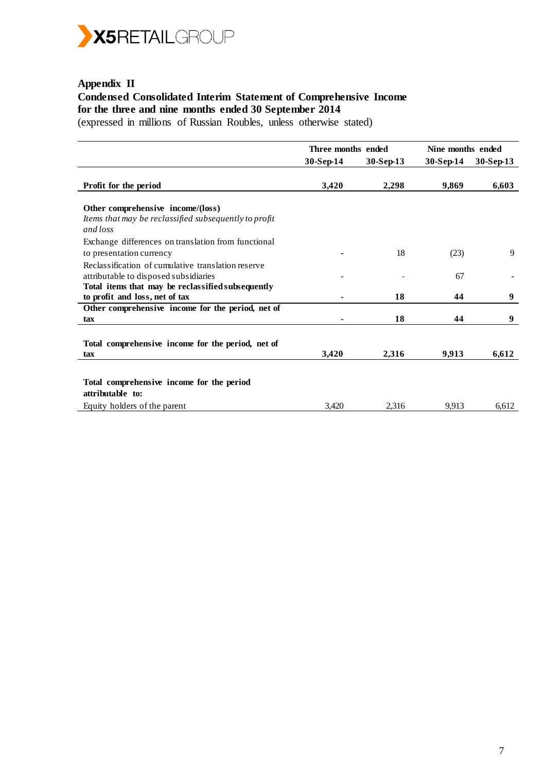## Appendix II

**Condensed Consolidated Interim Statement of Comprehensive Income**
**for the three and nine months ended 30 September 2014**
(expressed in millions of Russian Roubles, unless otherwise stated)

| | Three months ended | | Nine months ended | |
|---|---|---|---|---|
| | 30-Sep-14 | 30-Sep-13 | 30-Sep-14 | 30-Sep-13 |
| **Profit for the period** | **3,420** | **2,298** | **9,869** | **6,603** |
| **Other comprehensive income/(loss)** | | | | |
| *Items that may be reclassified subsequently to profit and loss* | | | | |
| Exchange differences on translation from functional to presentation currency | - | 18 | (23) | 9 |
| Reclassification of cumulative translation reserve attributable to disposed subsidiaries | - | - | 67 | - |
| **Total items that may be reclassified subsequently to profit and loss, net of tax** | **-** | **18** | **44** | **9** |
| **Other comprehensive income for the period, net of tax** | **-** | **18** | **44** | **9** |
| **Total comprehensive income for the period, net of tax** | **3,420** | **2,316** | **9,913** | **6,612** |
| **Total comprehensive income for the period attributable to:** | | | | |
| Equity holders of the parent | 3,420 | 2,316 | 9,913 | 6,612 |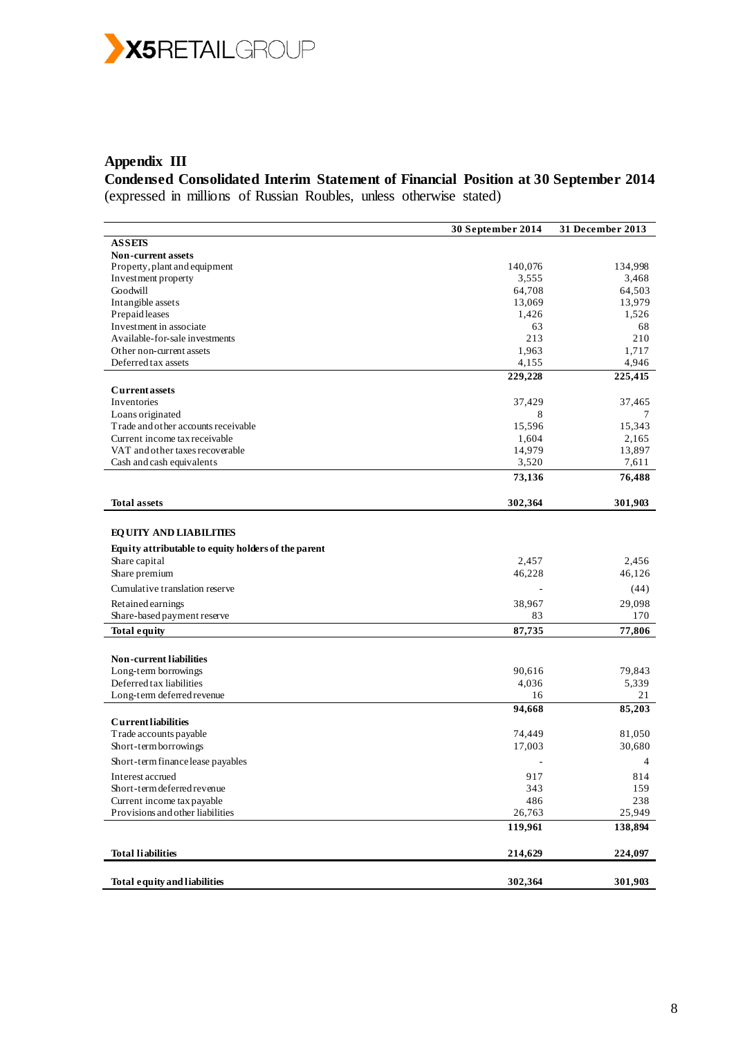## Appendix III

## Condensed Consolidated Interim Statement of Financial Position at 30 September 2014

(expressed in millions of Russian Roubles, unless otherwise stated)

| | 30 September 2014 | 31 December 2013 |
|---|---|---|
| **ASSETS** | | |
| **Non-current assets** | | |
| Property, plant and equipment | 140,076 | 134,998 |
| Investment property | 3,555 | 3,468 |
| Goodwill | 64,708 | 64,503 |
| Intangible assets | 13,069 | 13,979 |
| Prepaid leases | 1,426 | 1,526 |
| Investment in associate | 63 | 68 |
| Available-for-sale investments | 213 | 210 |
| Other non-current assets | 1,963 | 1,717 |
| Deferred tax assets | 4,155 | 4,946 |
| | **229,228** | **225,415** |
| **Current assets** | | |
| Inventories | 37,429 | 37,465 |
| Loans originated | 8 | 7 |
| Trade and other accounts receivable | 15,596 | 15,343 |
| Current income tax receivable | 1,604 | 2,165 |
| VAT and other taxes recoverable | 14,979 | 13,897 |
| Cash and cash equivalents | 3,520 | 7,611 |
| | **73,136** | **76,488** |
| **Total assets** | **302,364** | **301,903** |
| **EQUITY AND LIABILITIES** | | |
| **Equity attributable to equity holders of the parent** | | |
| Share capital | 2,457 | 2,456 |
| Share premium | 46,228 | 46,126 |
| Cumulative translation reserve | - | (44) |
| Retained earnings | 38,967 | 29,098 |
| Share-based payment reserve | 83 | 170 |
| **Total equity** | **87,735** | **77,806** |
| **Non-current liabilities** | | |
| Long-term borrowings | 90,616 | 79,843 |
| Deferred tax liabilities | 4,036 | 5,339 |
| Long-term deferred revenue | 16 | 21 |
| | **94,668** | **85,203** |
| **Current liabilities** | | |
| Trade accounts payable | 74,449 | 81,050 |
| Short-term borrowings | 17,003 | 30,680 |
| Short-term finance lease payables | - | 4 |
| Interest accrued | 917 | 814 |
| Short-term deferred revenue | 343 | 159 |
| Current income tax payable | 486 | 238 |
| Provisions and other liabilities | 26,763 | 25,949 |
| | **119,961** | **138,894** |
| **Total liabilities** | **214,629** | **224,097** |
| **Total equity and liabilities** | **302,364** | **301,903** |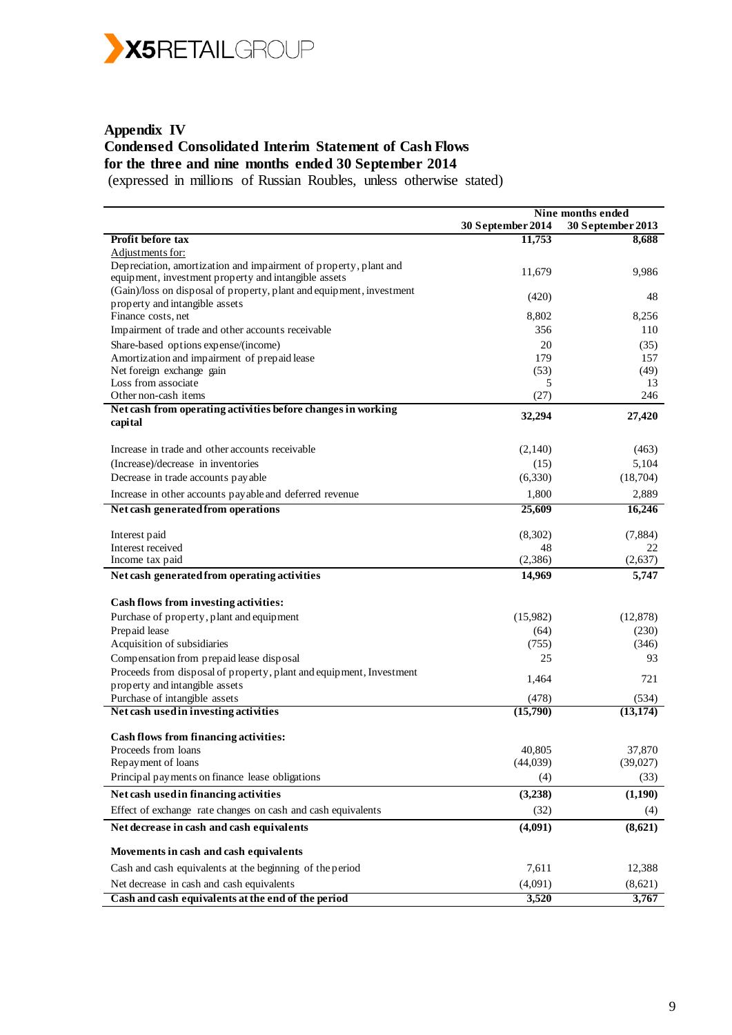## Appendix IV

## Condensed Consolidated Interim Statement of Cash Flows

## for the three and nine months ended 30 September 2014

(expressed in millions of Russian Roubles, unless otherwise stated)

| | Nine months ended | |
|---|---|---|
| | 30 September 2014 | 30 September 2013 |
| **Profit before tax** | **11,753** | **8,688** |
| Adjustments for: | | |
| Depreciation, amortization and impairment of property, plant and equipment, investment property and intangible assets | 11,679 | 9,986 |
| (Gain)/loss on disposal of property, plant and equipment, investment property and intangible assets | (420) | 48 |
| Finance costs, net | 8,802 | 8,256 |
| Impairment of trade and other accounts receivable | 356 | 110 |
| Share-based options expense/(income) | 20 | (35) |
| Amortization and impairment of prepaid lease | 179 | 157 |
| Net foreign exchange gain | (53) | (49) |
| Loss from associate | 5 | 13 |
| Other non-cash items | (27) | 246 |
| **Net cash from operating activities before changes in working capital** | **32,294** | **27,420** |
| Increase in trade and other accounts receivable | (2,140) | (463) |
| (Increase)/decrease in inventories | (15) | 5,104 |
| Decrease in trade accounts payable | (6,330) | (18,704) |
| Increase in other accounts payable and deferred revenue | 1,800 | 2,889 |
| **Net cash generated from operations** | **25,609** | **16,246** |
| Interest paid | (8,302) | (7,884) |
| Interest received | 48 | 22 |
| Income tax paid | (2,386) | (2,637) |
| **Net cash generated from operating activities** | **14,969** | **5,747** |
| **Cash flows from investing activities:** | | |
| Purchase of property, plant and equipment | (15,982) | (12,878) |
| Prepaid lease | (64) | (230) |
| Acquisition of subsidiaries | (755) | (346) |
| Compensation from prepaid lease disposal | 25 | 93 |
| Proceeds from disposal of property, plant and equipment, Investment property and intangible assets | 1,464 | 721 |
| Purchase of intangible assets | (478) | (534) |
| **Net cash used in investing activities** | **(15,790)** | **(13,174)** |
| **Cash flows from financing activities:** | | |
| Proceeds from loans | 40,805 | 37,870 |
| Repayment of loans | (44,039) | (39,027) |
| Principal payments on finance lease obligations | (4) | (33) |
| **Net cash used in financing activities** | **(3,238)** | **(1,190)** |
| Effect of exchange rate changes on cash and cash equivalents | (32) | (4) |
| **Net decrease in cash and cash equivalents** | **(4,091)** | **(8,621)** |
| **Movements in cash and cash equivalents** | | |
| Cash and cash equivalents at the beginning of the period | 7,611 | 12,388 |
| Net decrease in cash and cash equivalents | (4,091) | (8,621) |
| **Cash and cash equivalents at the end of the period** | **3,520** | **3,767** |